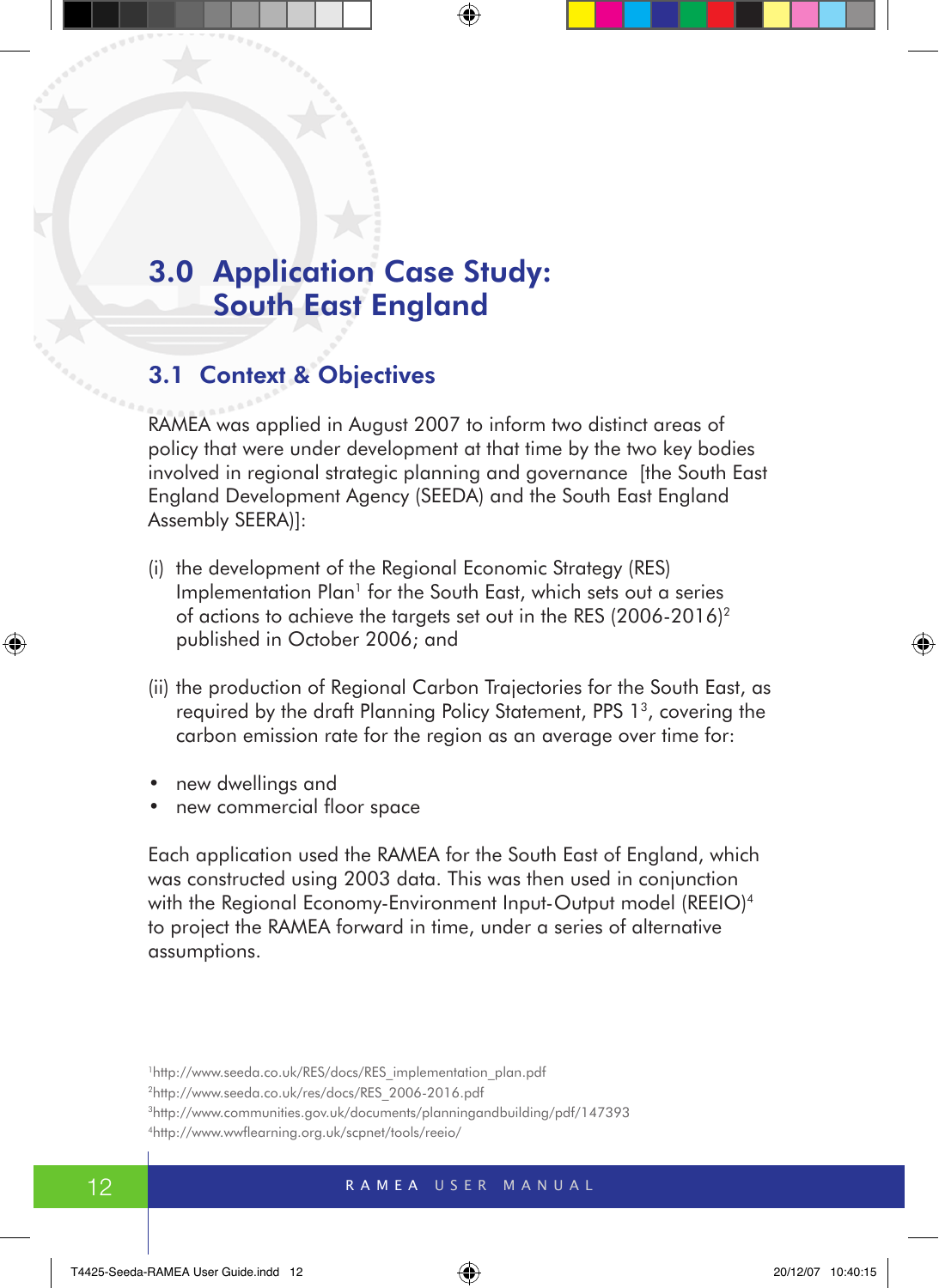# 3.0 Application Case Study: South East England

## 3.1 Context & Objectives

RAMEA was applied in August 2007 to inform two distinct areas of policy that were under development at that time by the two key bodies involved in regional strategic planning and governance [the South East England Development Agency (SEEDA) and the South East England Assembly SEERA)]:

(i) the development of the Regional Economic Strategy (RES) Implementation Plan[1] for the South East, which sets out a series of actions to achieve the targets set out in the RES (2006-2016)[2] published in October 2006; and

(ii) the production of Regional Carbon Trajectories for the South East, as required by the draft Planning Policy Statement, PPS 1[3], covering the carbon emission rate for the region as an average over time for:

- new dwellings and
- new commercial floor space

Each application used the RAMEA for the South East of England, which was constructed using 2003 data. This was then used in conjunction with the Regional Economy-Environment Input-Output model (REEIO)[4] to project the RAMEA forward in time, under a series of alternative assumptions.

[1]http://www.seeda.co.uk/RES/docs/RES_implementation_plan.pdf
[2]http://www.seeda.co.uk/res/docs/RES_2006-2016.pdf
[3]http://www.communities.gov.uk/documents/planningandbuilding/pdf/147393
[4]http://www.wwflearning.org.uk/scpnet/tools/reeio/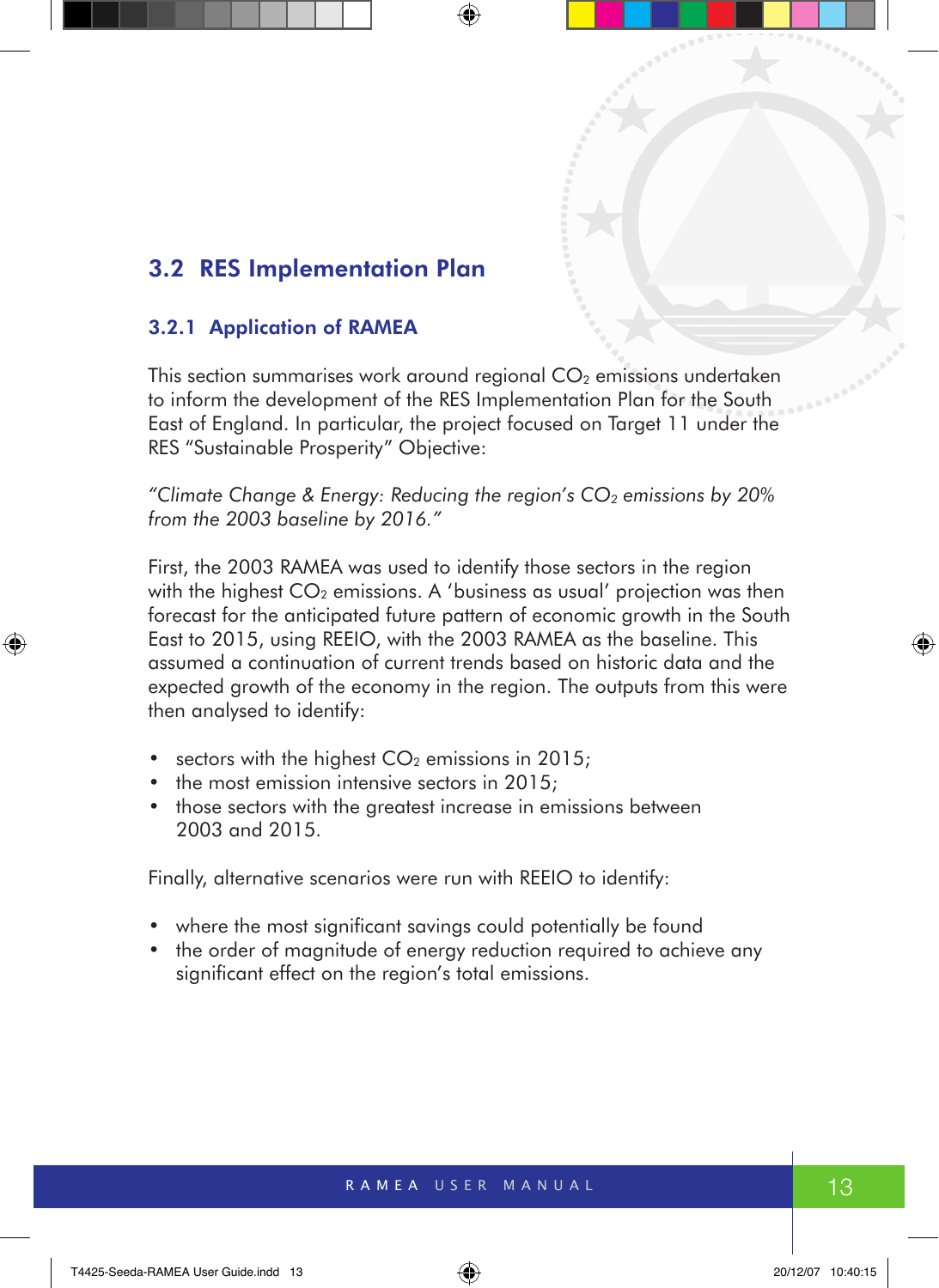## 3.2 RES Implementation Plan

### 3.2.1 Application of RAMEA

This section summarises work around regional $CO_2$ emissions undertaken to inform the development of the RES Implementation Plan for the South East of England. In particular, the project focused on Target 11 under the RES "Sustainable Prosperity" Objective:

*"Climate Change & Energy: Reducing the region's $CO_2$ emissions by 20% from the 2003 baseline by 2016."*

First, the 2003 RAMEA was used to identify those sectors in the region with the highest $CO_2$ emissions. A 'business as usual' projection was then forecast for the anticipated future pattern of economic growth in the South East to 2015, using REEIO, with the 2003 RAMEA as the baseline. This assumed a continuation of current trends based on historic data and the expected growth of the economy in the region. The outputs from this were then analysed to identify:

- sectors with the highest $CO_2$ emissions in 2015;
- the most emission intensive sectors in 2015;
- those sectors with the greatest increase in emissions between 2003 and 2015.

Finally, alternative scenarios were run with REEIO to identify:

- where the most significant savings could potentially be found
- the order of magnitude of energy reduction required to achieve any significant effect on the region's total emissions.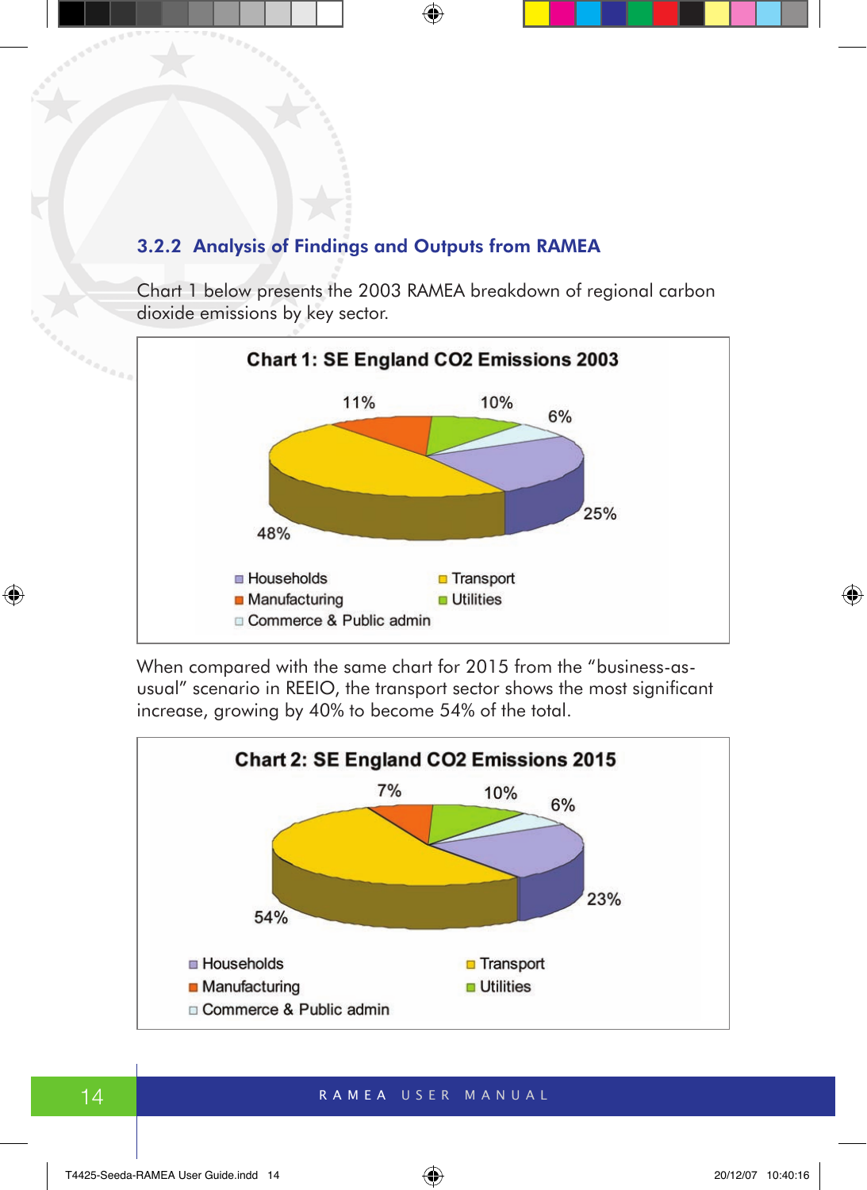### 3.2.2 Analysis of Findings and Outputs from RAMEA

Chart 1 below presents the 2003 RAMEA breakdown of regional carbon dioxide emissions by key sector.

**Chart 1: SE England CO2 Emissions 2003**

| Sector | Share |
|---|---|
| Transport | 48% |
| Households | 25% |
| Manufacturing | 11% |
| Utilities | 10% |
| Commerce & Public admin | 6% |

When compared with the same chart for 2015 from the "business-as-usual" scenario in REEIO, the transport sector shows the most significant increase, growing by 40% to become 54% of the total.

**Chart 2: SE England CO2 Emissions 2015**

| Sector | Share |
|---|---|
| Transport | 54% |
| Households | 23% |
| Utilities | 10% |
| Manufacturing | 7% |
| Commerce & Public admin | 6% |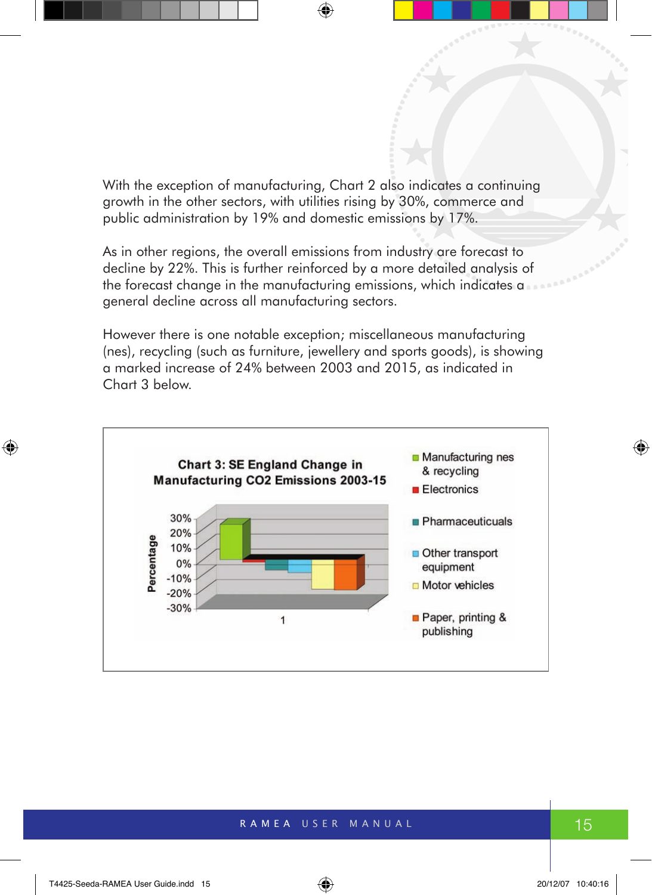With the exception of manufacturing, Chart 2 also indicates a continuing growth in the other sectors, with utilities rising by 30%, commerce and public administration by 19% and domestic emissions by 17%.

As in other regions, the overall emissions from industry are forecast to decline by 22%. This is further reinforced by a more detailed analysis of the forecast change in the manufacturing emissions, which indicates a general decline across all manufacturing sectors.

However there is one notable exception; miscellaneous manufacturing (nes), recycling (such as furniture, jewellery and sports goods), is showing a marked increase of 24% between 2003 and 2015, as indicated in Chart 3 below.

**Chart 3: SE England Change in Manufacturing CO2 Emissions 2003-15**

Percentage

30%
20%
10%
0%
-10%
-20%
-30%

1

- Manufacturing nes & recycling
- Electronics
- Pharmaceuticals
- Other transport equipment
- Motor vehicles
- Paper, printing & publishing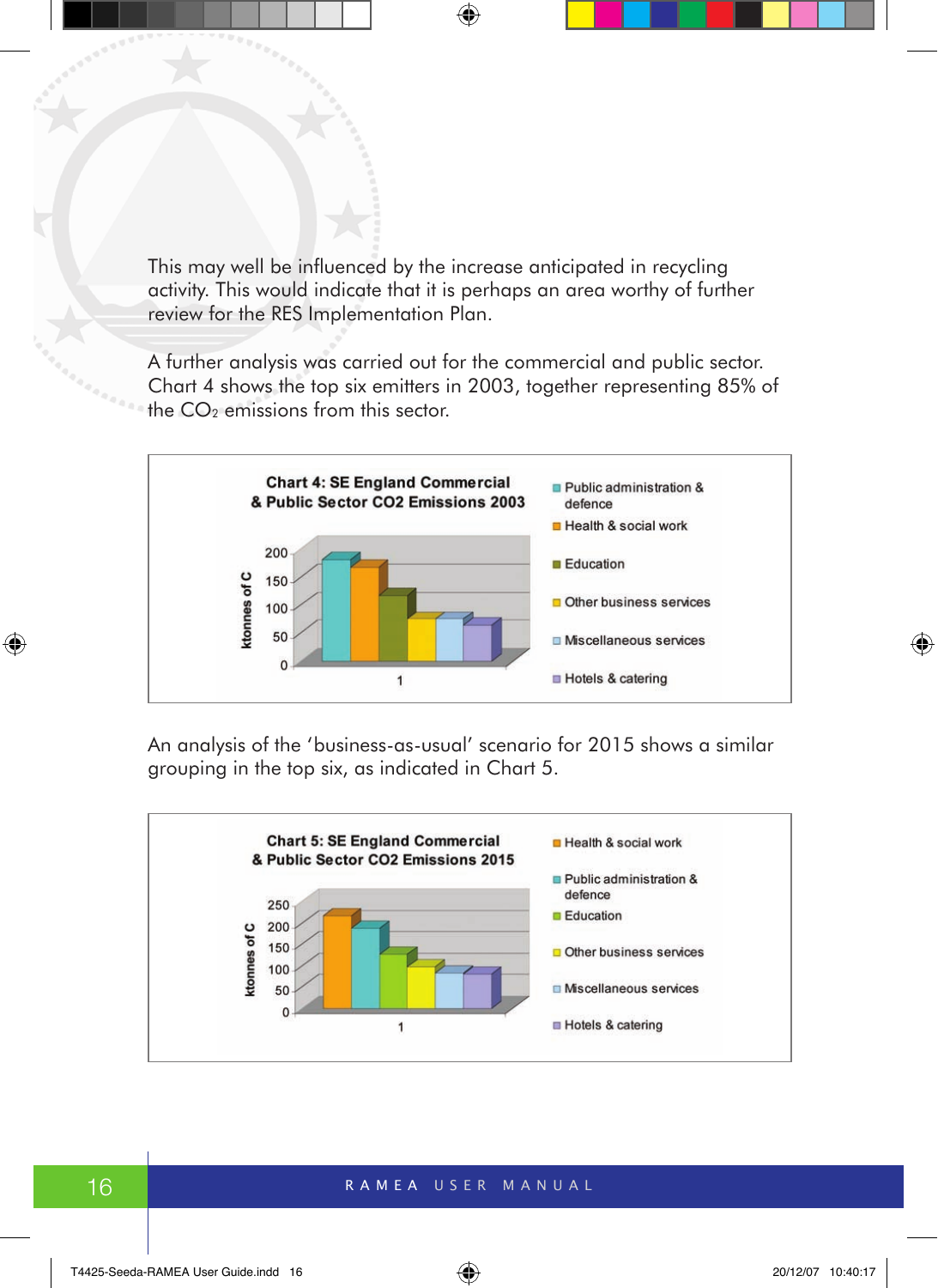This may well be influenced by the increase anticipated in recycling activity. This would indicate that it is perhaps an area worthy of further review for the RES Implementation Plan.

A further analysis was carried out for the commercial and public sector. Chart 4 shows the top six emitters in 2003, together representing 85% of the $CO_2$ emissions from this sector.

**Chart 4: SE England Commercial & Public Sector CO2 Emissions 2003**

ktonnes of C (axis 0–200)

- Public administration & defence
- Health & social work
- Education
- Other business services
- Miscellaneous services
- Hotels & catering

An analysis of the 'business-as-usual' scenario for 2015 shows a similar grouping in the top six, as indicated in Chart 5.

**Chart 5: SE England Commercial & Public Sector CO2 Emissions 2015**

ktonnes of C (axis 0–250)

- Health & social work
- Public administration & defence
- Education
- Other business services
- Miscellaneous services
- Hotels & catering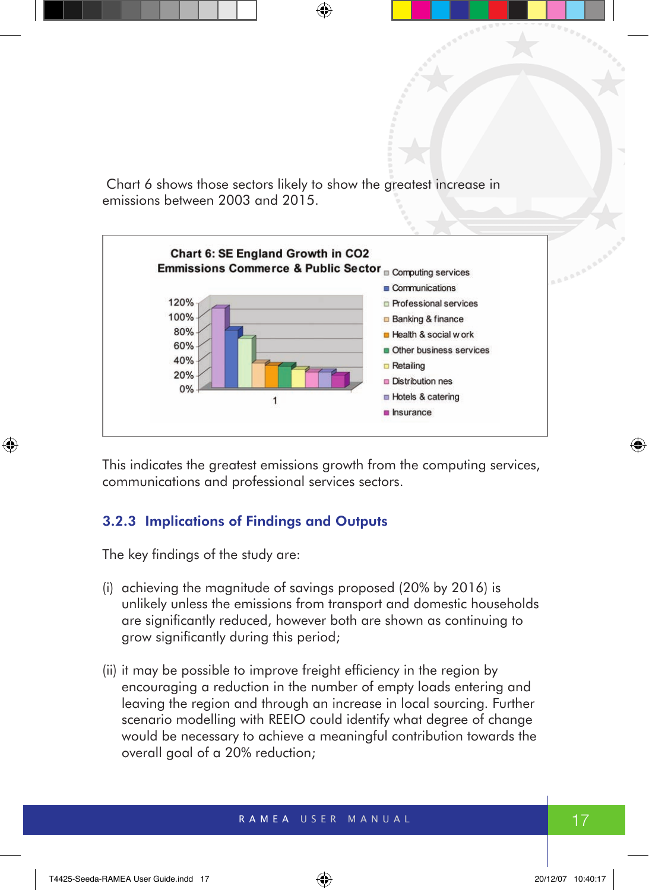Chart 6 shows those sectors likely to show the greatest increase in emissions between 2003 and 2015.

**Chart 6: SE England Growth in CO2 Emmissions Commerce & Public Sector**

- Computing services
- Communications
- Professional services
- Banking & finance
- Health & social work
- Other business services
- Retailing
- Distribution nes
- Hotels & catering
- Insurance

This indicates the greatest emissions growth from the computing services, communications and professional services sectors.

### 3.2.3 Implications of Findings and Outputs

The key findings of the study are:

(i) achieving the magnitude of savings proposed (20% by 2016) is unlikely unless the emissions from transport and domestic households are significantly reduced, however both are shown as continuing to grow significantly during this period;

(ii) it may be possible to improve freight efficiency in the region by encouraging a reduction in the number of empty loads entering and leaving the region and through an increase in local sourcing. Further scenario modelling with REEIO could identify what degree of change would be necessary to achieve a meaningful contribution towards the overall goal of a 20% reduction;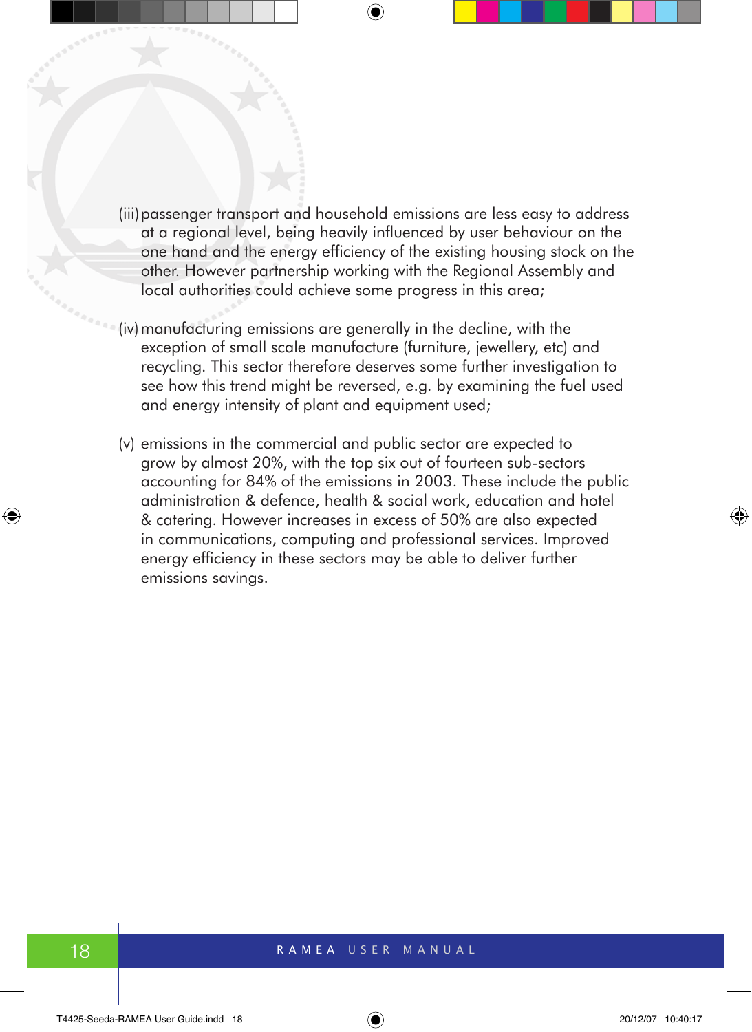(iii) passenger transport and household emissions are less easy to address at a regional level, being heavily influenced by user behaviour on the one hand and the energy efficiency of the existing housing stock on the other. However partnership working with the Regional Assembly and local authorities could achieve some progress in this area;

(iv) manufacturing emissions are generally in the decline, with the exception of small scale manufacture (furniture, jewellery, etc) and recycling. This sector therefore deserves some further investigation to see how this trend might be reversed, e.g. by examining the fuel used and energy intensity of plant and equipment used;

(v) emissions in the commercial and public sector are expected to grow by almost 20%, with the top six out of fourteen sub-sectors accounting for 84% of the emissions in 2003. These include the public administration & defence, health & social work, education and hotel & catering. However increases in excess of 50% are also expected in communications, computing and professional services. Improved energy efficiency in these sectors may be able to deliver further emissions savings.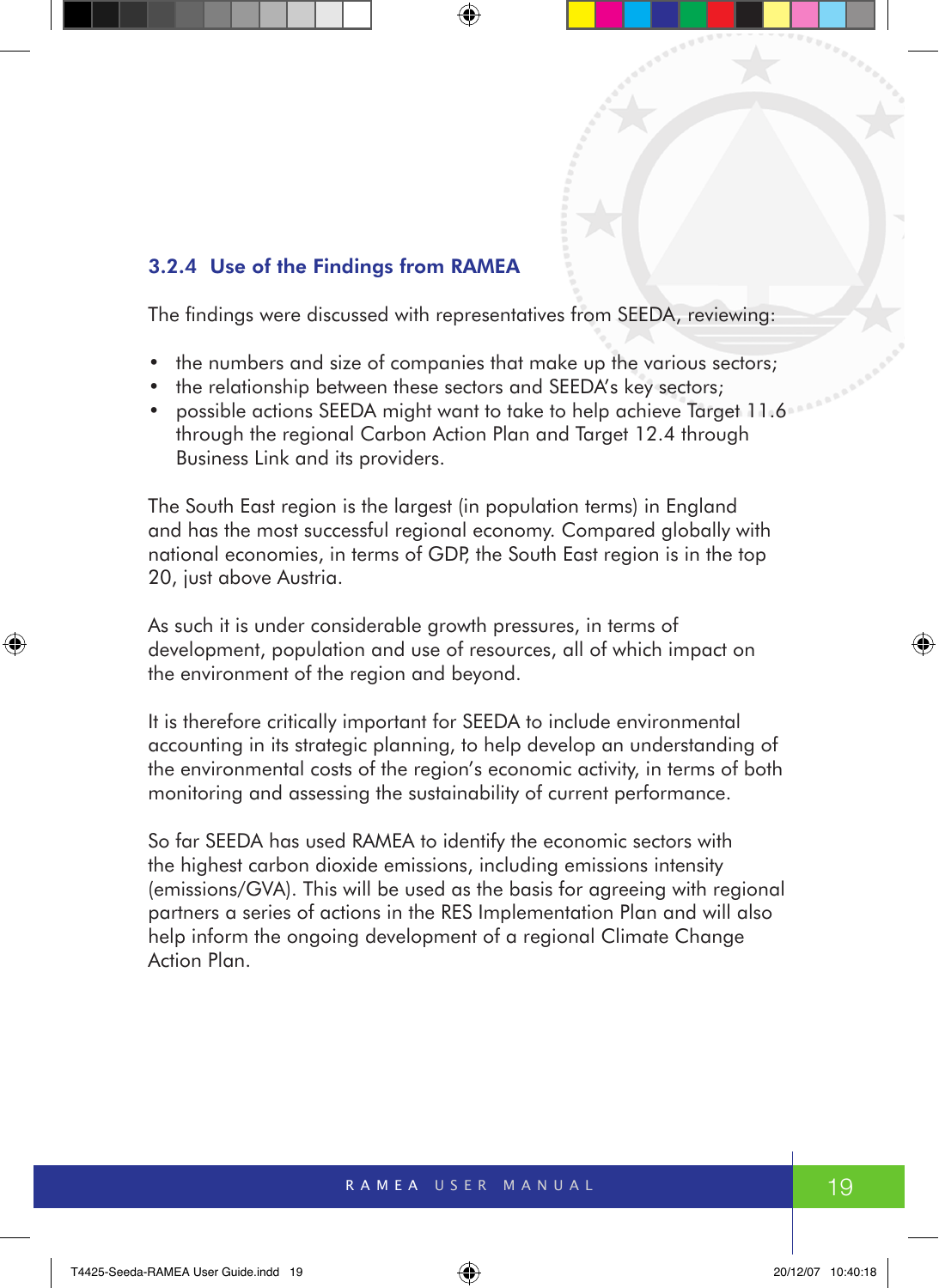### 3.2.4 Use of the Findings from RAMEA

The findings were discussed with representatives from SEEDA, reviewing:

- the numbers and size of companies that make up the various sectors;
- the relationship between these sectors and SEEDA's key sectors;
- possible actions SEEDA might want to take to help achieve Target 11.6 through the regional Carbon Action Plan and Target 12.4 through Business Link and its providers.

The South East region is the largest (in population terms) in England and has the most successful regional economy. Compared globally with national economies, in terms of GDP, the South East region is in the top 20, just above Austria.

As such it is under considerable growth pressures, in terms of development, population and use of resources, all of which impact on the environment of the region and beyond.

It is therefore critically important for SEEDA to include environmental accounting in its strategic planning, to help develop an understanding of the environmental costs of the region's economic activity, in terms of both monitoring and assessing the sustainability of current performance.

So far SEEDA has used RAMEA to identify the economic sectors with the highest carbon dioxide emissions, including emissions intensity (emissions/GVA). This will be used as the basis for agreeing with regional partners a series of actions in the RES Implementation Plan and will also help inform the ongoing development of a regional Climate Change Action Plan.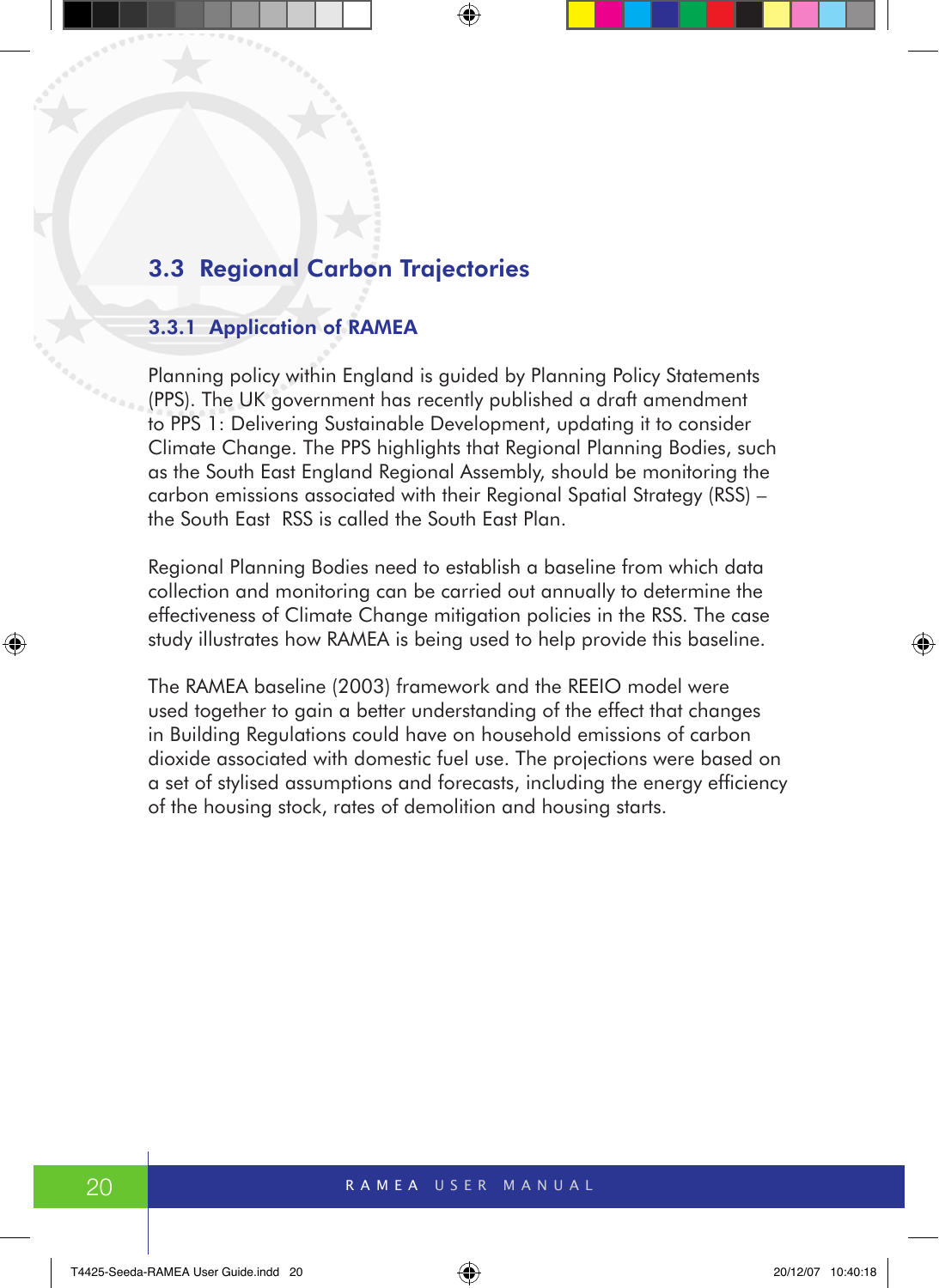## 3.3 Regional Carbon Trajectories

### 3.3.1 Application of RAMEA

Planning policy within England is guided by Planning Policy Statements (PPS). The UK government has recently published a draft amendment to PPS 1: Delivering Sustainable Development, updating it to consider Climate Change. The PPS highlights that Regional Planning Bodies, such as the South East England Regional Assembly, should be monitoring the carbon emissions associated with their Regional Spatial Strategy (RSS) – the South East RSS is called the South East Plan.

Regional Planning Bodies need to establish a baseline from which data collection and monitoring can be carried out annually to determine the effectiveness of Climate Change mitigation policies in the RSS. The case study illustrates how RAMEA is being used to help provide this baseline.

The RAMEA baseline (2003) framework and the REEIO model were used together to gain a better understanding of the effect that changes in Building Regulations could have on household emissions of carbon dioxide associated with domestic fuel use. The projections were based on a set of stylised assumptions and forecasts, including the energy efficiency of the housing stock, rates of demolition and housing starts.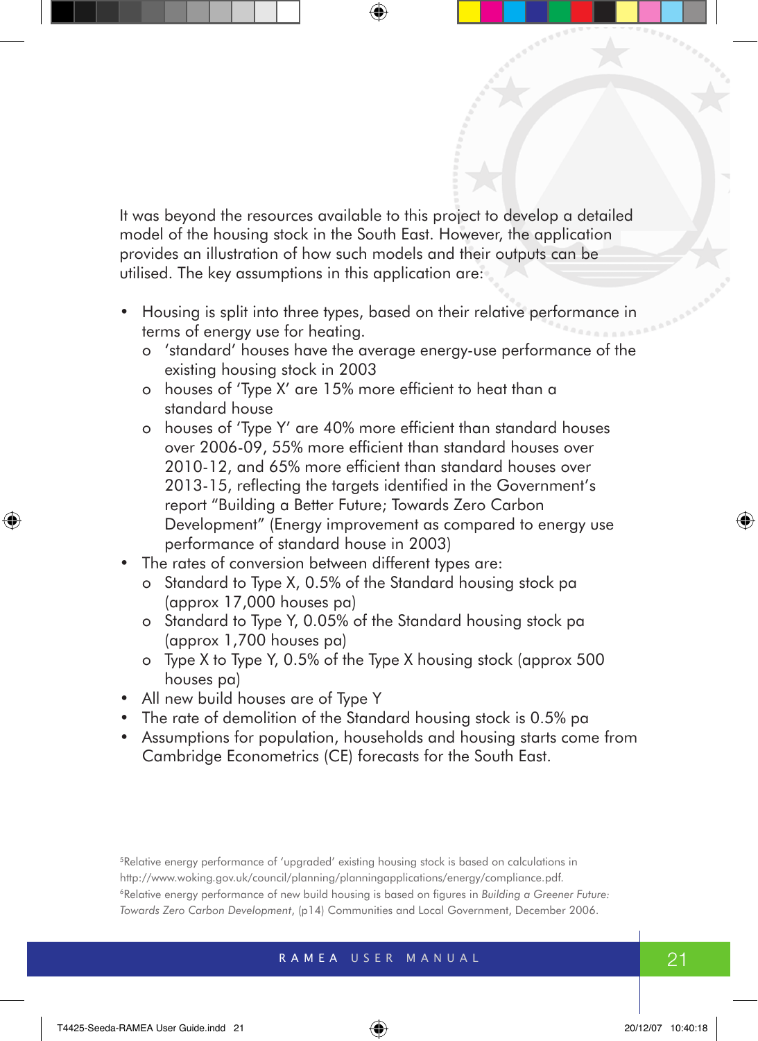It was beyond the resources available to this project to develop a detailed model of the housing stock in the South East. However, the application provides an illustration of how such models and their outputs can be utilised. The key assumptions in this application are:

- Housing is split into three types, based on their relative performance in terms of energy use for heating.
  - 'standard' houses have the average energy-use performance of the existing housing stock in 2003
  - houses of 'Type X' are 15% more efficient to heat than a standard house
  - houses of 'Type Y' are 40% more efficient than standard houses over 2006-09, 55% more efficient than standard houses over 2010-12, and 65% more efficient than standard houses over 2013-15, reflecting the targets identified in the Government's report "Building a Better Future; Towards Zero Carbon Development" (Energy improvement as compared to energy use performance of standard house in 2003)
- The rates of conversion between different types are:
  - Standard to Type X, 0.5% of the Standard housing stock pa (approx 17,000 houses pa)
  - Standard to Type Y, 0.05% of the Standard housing stock pa (approx 1,700 houses pa)
  - Type X to Type Y, 0.5% of the Type X housing stock (approx 500 houses pa)
- All new build houses are of Type Y
- The rate of demolition of the Standard housing stock is 0.5% pa
- Assumptions for population, households and housing starts come from Cambridge Econometrics (CE) forecasts for the South East.

[5] Relative energy performance of 'upgraded' existing housing stock is based on calculations in http://www.woking.gov.uk/council/planning/planningapplications/energy/compliance.pdf.

[6] Relative energy performance of new build housing is based on figures in *Building a Greener Future: Towards Zero Carbon Development*, (p14) Communities and Local Government, December 2006.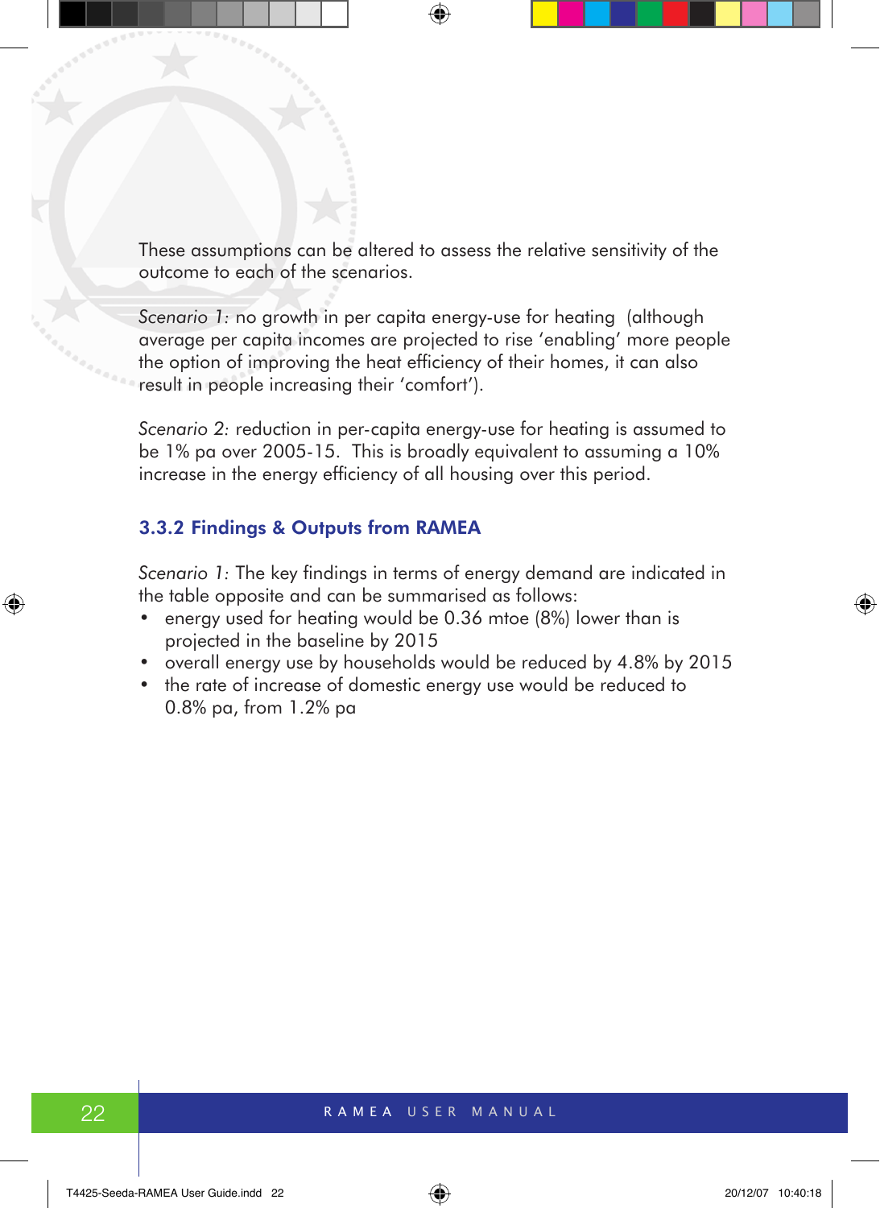These assumptions can be altered to assess the relative sensitivity of the outcome to each of the scenarios.

*Scenario 1:* no growth in per capita energy-use for heating (although average per capita incomes are projected to rise 'enabling' more people the option of improving the heat efficiency of their homes, it can also result in people increasing their 'comfort').

*Scenario 2:* reduction in per-capita energy-use for heating is assumed to be 1% pa over 2005-15. This is broadly equivalent to assuming a 10% increase in the energy efficiency of all housing over this period.

### 3.3.2 Findings & Outputs from RAMEA

*Scenario 1:* The key findings in terms of energy demand are indicated in the table opposite and can be summarised as follows:

- energy used for heating would be 0.36 mtoe (8%) lower than is projected in the baseline by 2015
- overall energy use by households would be reduced by 4.8% by 2015
- the rate of increase of domestic energy use would be reduced to 0.8% pa, from 1.2% pa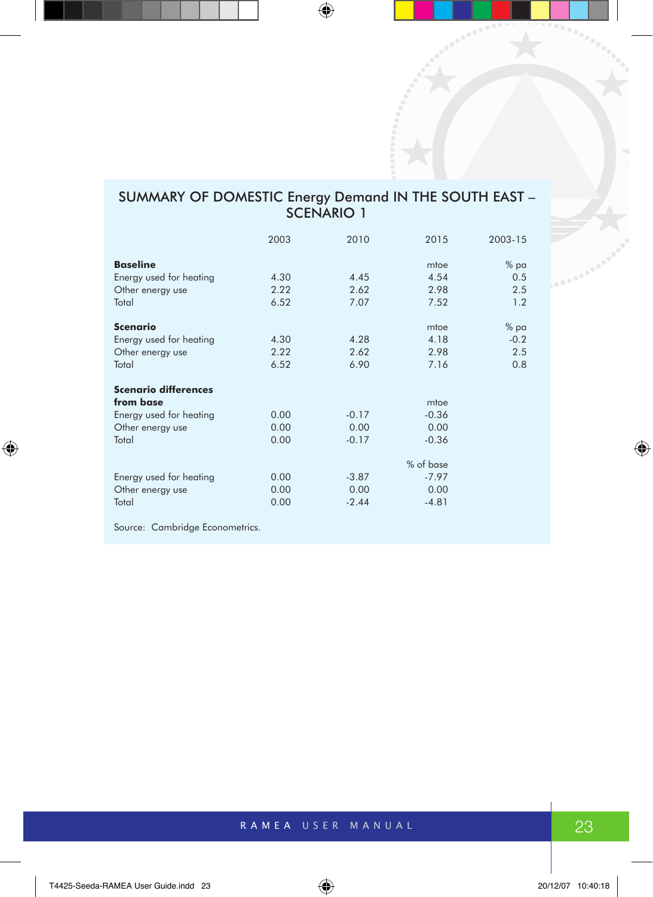## SUMMARY OF DOMESTIC Energy Demand IN THE SOUTH EAST – SCENARIO 1

| | 2003 | 2010 | 2015 | 2003-15 |
|---|---|---|---|---|
| **Baseline** | | | mtoe | % pa |
| Energy used for heating | 4.30 | 4.45 | 4.54 | 0.5 |
| Other energy use | 2.22 | 2.62 | 2.98 | 2.5 |
| Total | 6.52 | 7.07 | 7.52 | 1.2 |
| **Scenario** | | | mtoe | % pa |
| Energy used for heating | 4.30 | 4.28 | 4.18 | -0.2 |
| Other energy use | 2.22 | 2.62 | 2.98 | 2.5 |
| Total | 6.52 | 6.90 | 7.16 | 0.8 |
| **Scenario differences from base** | | | mtoe | |
| Energy used for heating | 0.00 | -0.17 | -0.36 | |
| Other energy use | 0.00 | 0.00 | 0.00 | |
| Total | 0.00 | -0.17 | -0.36 | |
| | | | % of base | |
| Energy used for heating | 0.00 | -3.87 | -7.97 | |
| Other energy use | 0.00 | 0.00 | 0.00 | |
| Total | 0.00 | -2.44 | -4.81 | |

Source: Cambridge Econometrics.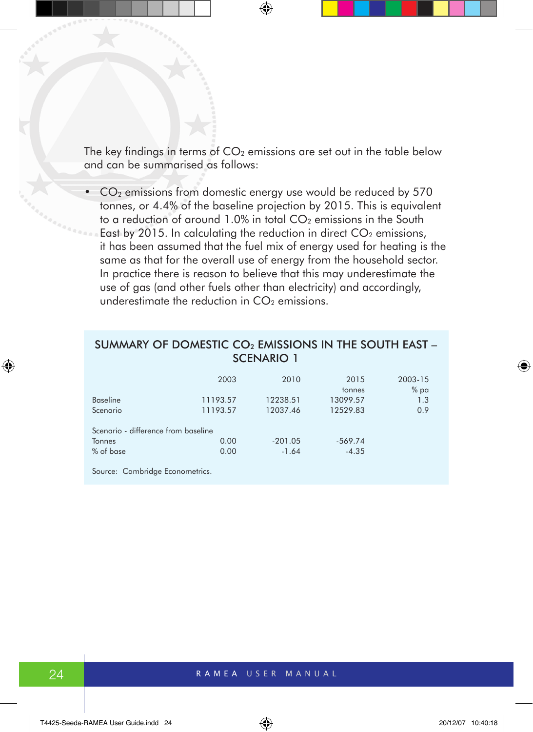The key findings in terms of $CO_2$ emissions are set out in the table below and can be summarised as follows:

- $CO_2$ emissions from domestic energy use would be reduced by 570 tonnes, or 4.4% of the baseline projection by 2015. This is equivalent to a reduction of around 1.0% in total $CO_2$ emissions in the South East by 2015. In calculating the reduction in direct $CO_2$ emissions, it has been assumed that the fuel mix of energy used for heating is the same as that for the overall use of energy from the household sector. In practice there is reason to believe that this may underestimate the use of gas (and other fuels other than electricity) and accordingly, underestimate the reduction in $CO_2$ emissions.

### SUMMARY OF DOMESTIC $CO_2$ EMISSIONS IN THE SOUTH EAST – SCENARIO 1

| | 2003 | 2010 | 2015 | 2003-15 |
|---|---|---|---|---|
| | | | tonnes | % pa |
| Baseline | 11193.57 | 12238.51 | 13099.57 | 1.3 |
| Scenario | 11193.57 | 12037.46 | 12529.83 | 0.9 |
| Scenario - difference from baseline | | | | |
| Tonnes | 0.00 | -201.05 | -569.74 | |
| % of base | 0.00 | -1.64 | -4.35 | |

Source: Cambridge Econometrics.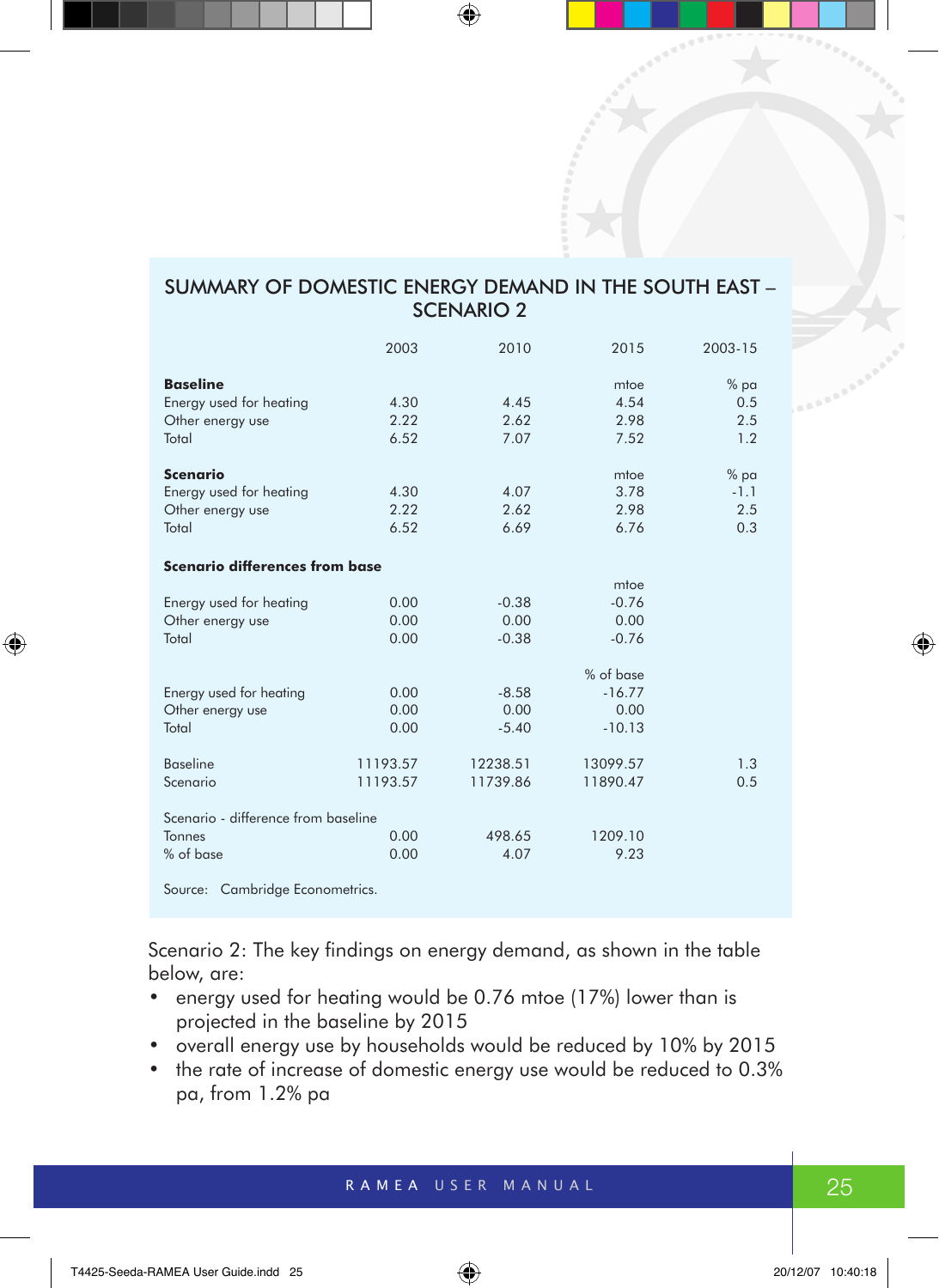## SUMMARY OF DOMESTIC ENERGY DEMAND IN THE SOUTH EAST – SCENARIO 2

| | 2003 | 2010 | 2015 | 2003-15 |
|---|---|---|---|---|
| **Baseline** | | | mtoe | % pa |
| Energy used for heating | 4.30 | 4.45 | 4.54 | 0.5 |
| Other energy use | 2.22 | 2.62 | 2.98 | 2.5 |
| Total | 6.52 | 7.07 | 7.52 | 1.2 |
| **Scenario** | | | mtoe | % pa |
| Energy used for heating | 4.30 | 4.07 | 3.78 | -1.1 |
| Other energy use | 2.22 | 2.62 | 2.98 | 2.5 |
| Total | 6.52 | 6.69 | 6.76 | 0.3 |
| **Scenario differences from base** | | | | |
| | | | mtoe | |
| Energy used for heating | 0.00 | -0.38 | -0.76 | |
| Other energy use | 0.00 | 0.00 | 0.00 | |
| Total | 0.00 | -0.38 | -0.76 | |
| | | | % of base | |
| Energy used for heating | 0.00 | -8.58 | -16.77 | |
| Other energy use | 0.00 | 0.00 | 0.00 | |
| Total | 0.00 | -5.40 | -10.13 | |
| Baseline | 11193.57 | 12238.51 | 13099.57 | 1.3 |
| Scenario | 11193.57 | 11739.86 | 11890.47 | 0.5 |
| Scenario - difference from baseline | | | | |
| Tonnes | 0.00 | 498.65 | 1209.10 | |
| % of base | 0.00 | 4.07 | 9.23 | |

Source: Cambridge Econometrics.

Scenario 2: The key findings on energy demand, as shown in the table below, are:

- energy used for heating would be 0.76 mtoe (17%) lower than is projected in the baseline by 2015
- overall energy use by households would be reduced by 10% by 2015
- the rate of increase of domestic energy use would be reduced to 0.3% pa, from 1.2% pa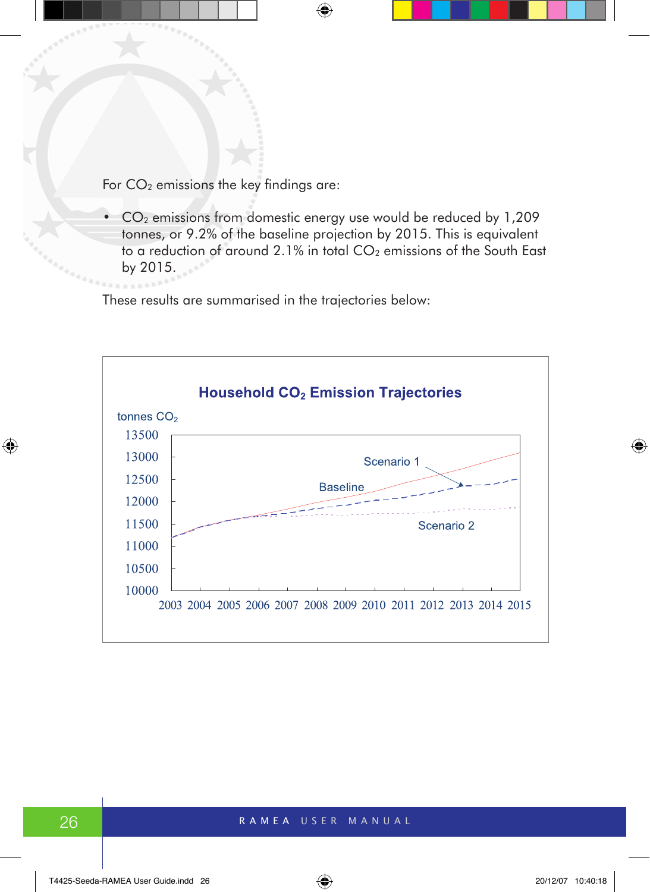For $CO_2$ emissions the key findings are:

- $CO_2$ emissions from domestic energy use would be reduced by 1,209 tonnes, or 9.2% of the baseline projection by 2015. This is equivalent to a reduction of around 2.1% in total $CO_2$ emissions of the South East by 2015.

These results are summarised in the trajectories below:

**Household $CO_2$ Emission Trajectories**

tonnes $CO_2$

Scenario 1

Baseline

Scenario 2

13500, 13000, 12500, 12000, 11500, 11000, 10500, 10000

2003 2004 2005 2006 2007 2008 2009 2010 2011 2012 2013 2014 2015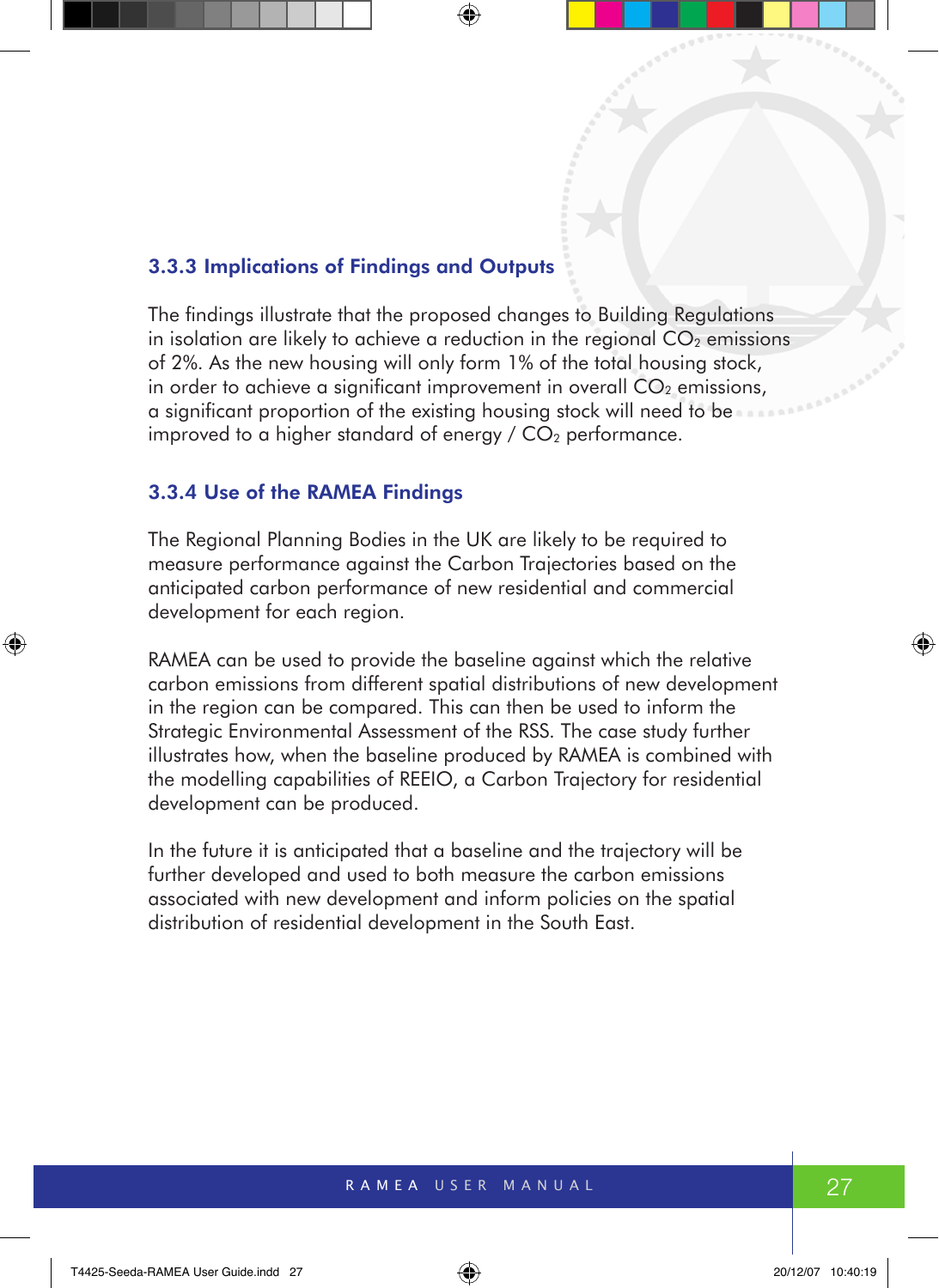### 3.3.3 Implications of Findings and Outputs

The findings illustrate that the proposed changes to Building Regulations in isolation are likely to achieve a reduction in the regional $CO_2$ emissions of 2%. As the new housing will only form 1% of the total housing stock, in order to achieve a significant improvement in overall $CO_2$ emissions, a significant proportion of the existing housing stock will need to be improved to a higher standard of energy / $CO_2$ performance.

### 3.3.4 Use of the RAMEA Findings

The Regional Planning Bodies in the UK are likely to be required to measure performance against the Carbon Trajectories based on the anticipated carbon performance of new residential and commercial development for each region.

RAMEA can be used to provide the baseline against which the relative carbon emissions from different spatial distributions of new development in the region can be compared. This can then be used to inform the Strategic Environmental Assessment of the RSS. The case study further illustrates how, when the baseline produced by RAMEA is combined with the modelling capabilities of REEIO, a Carbon Trajectory for residential development can be produced.

In the future it is anticipated that a baseline and the trajectory will be further developed and used to both measure the carbon emissions associated with new development and inform policies on the spatial distribution of residential development in the South East.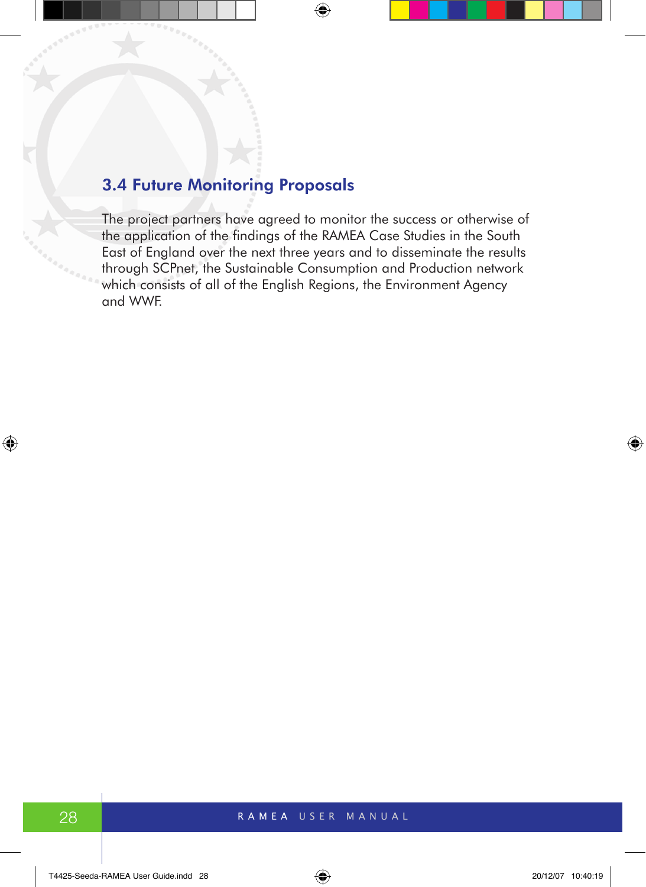## 3.4 Future Monitoring Proposals

The project partners have agreed to monitor the success or otherwise of the application of the findings of the RAMEA Case Studies in the South East of England over the next three years and to disseminate the results through SCPnet, the Sustainable Consumption and Production network which consists of all of the English Regions, the Environment Agency and WWF.